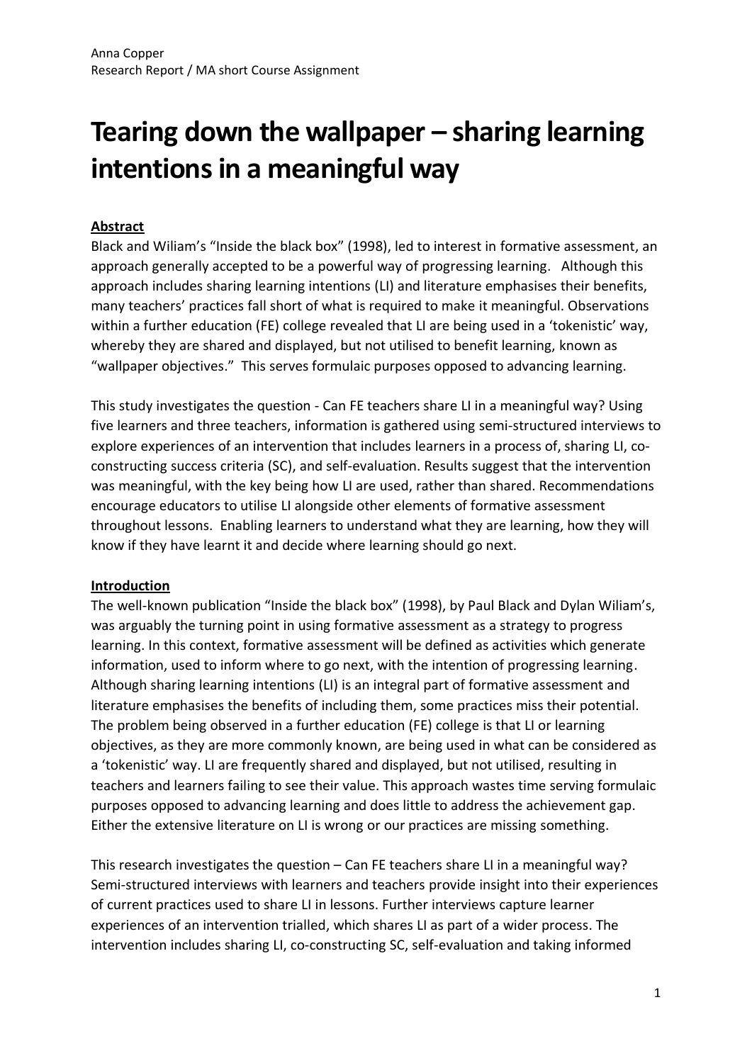Anna Copper
Research Report / MA short Course Assignment

# Tearing down the wallpaper – sharing learning intentions in a meaningful way

**Abstract**

Black and Wiliam's "Inside the black box" (1998), led to interest in formative assessment, an approach generally accepted to be a powerful way of progressing learning. Although this approach includes sharing learning intentions (LI) and literature emphasises their benefits, many teachers' practices fall short of what is required to make it meaningful. Observations within a further education (FE) college revealed that LI are being used in a 'tokenistic' way, whereby they are shared and displayed, but not utilised to benefit learning, known as "wallpaper objectives." This serves formulaic purposes opposed to advancing learning.

This study investigates the question - Can FE teachers share LI in a meaningful way? Using five learners and three teachers, information is gathered using semi-structured interviews to explore experiences of an intervention that includes learners in a process of, sharing LI, co-constructing success criteria (SC), and self-evaluation. Results suggest that the intervention was meaningful, with the key being how LI are used, rather than shared. Recommendations encourage educators to utilise LI alongside other elements of formative assessment throughout lessons. Enabling learners to understand what they are learning, how they will know if they have learnt it and decide where learning should go next.

**Introduction**

The well-known publication "Inside the black box" (1998), by Paul Black and Dylan Wiliam's, was arguably the turning point in using formative assessment as a strategy to progress learning. In this context, formative assessment will be defined as activities which generate information, used to inform where to go next, with the intention of progressing learning. Although sharing learning intentions (LI) is an integral part of formative assessment and literature emphasises the benefits of including them, some practices miss their potential. The problem being observed in a further education (FE) college is that LI or learning objectives, as they are more commonly known, are being used in what can be considered as a 'tokenistic' way. LI are frequently shared and displayed, but not utilised, resulting in teachers and learners failing to see their value. This approach wastes time serving formulaic purposes opposed to advancing learning and does little to address the achievement gap. Either the extensive literature on LI is wrong or our practices are missing something.

This research investigates the question – Can FE teachers share LI in a meaningful way? Semi-structured interviews with learners and teachers provide insight into their experiences of current practices used to share LI in lessons. Further interviews capture learner experiences of an intervention trialled, which shares LI as part of a wider process. The intervention includes sharing LI, co-constructing SC, self-evaluation and taking informed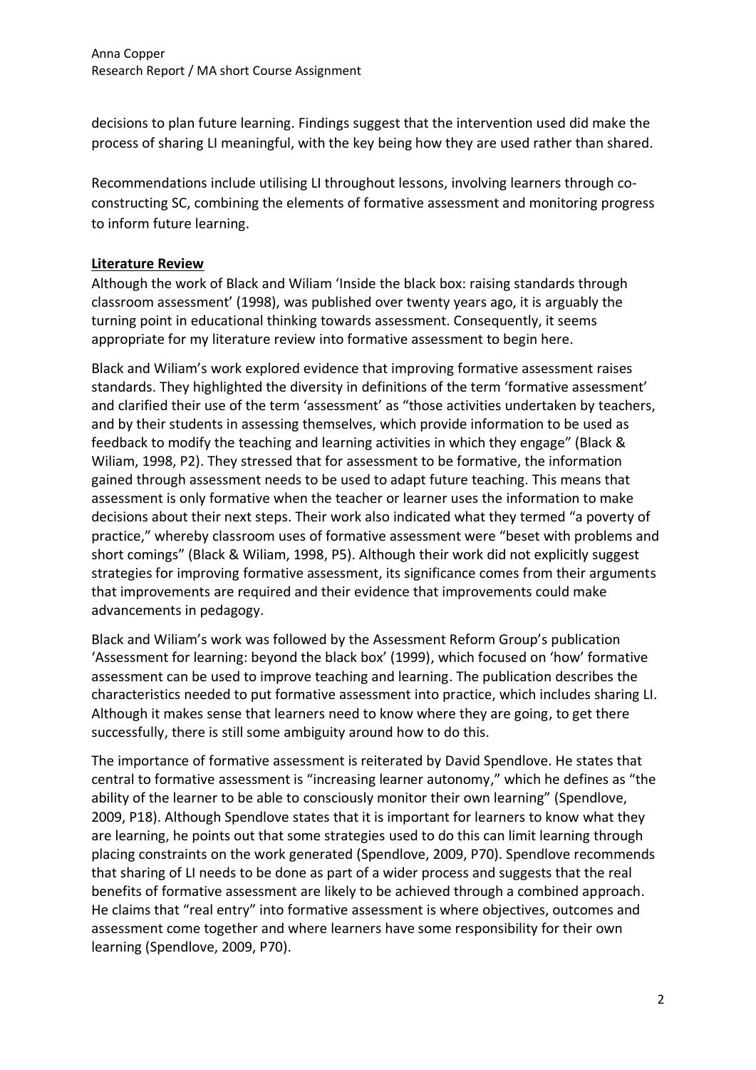decisions to plan future learning. Findings suggest that the intervention used did make the process of sharing LI meaningful, with the key being how they are used rather than shared.

Recommendations include utilising LI throughout lessons, involving learners through co-constructing SC, combining the elements of formative assessment and monitoring progress to inform future learning.

## Literature Review

Although the work of Black and Wiliam 'Inside the black box: raising standards through classroom assessment' (1998), was published over twenty years ago, it is arguably the turning point in educational thinking towards assessment. Consequently, it seems appropriate for my literature review into formative assessment to begin here.

Black and Wiliam's work explored evidence that improving formative assessment raises standards. They highlighted the diversity in definitions of the term 'formative assessment' and clarified their use of the term 'assessment' as "those activities undertaken by teachers, and by their students in assessing themselves, which provide information to be used as feedback to modify the teaching and learning activities in which they engage" (Black & Wiliam, 1998, P2). They stressed that for assessment to be formative, the information gained through assessment needs to be used to adapt future teaching. This means that assessment is only formative when the teacher or learner uses the information to make decisions about their next steps. Their work also indicated what they termed "a poverty of practice," whereby classroom uses of formative assessment were "beset with problems and short comings" (Black & Wiliam, 1998, P5). Although their work did not explicitly suggest strategies for improving formative assessment, its significance comes from their arguments that improvements are required and their evidence that improvements could make advancements in pedagogy.

Black and Wiliam's work was followed by the Assessment Reform Group's publication 'Assessment for learning: beyond the black box' (1999), which focused on 'how' formative assessment can be used to improve teaching and learning. The publication describes the characteristics needed to put formative assessment into practice, which includes sharing LI. Although it makes sense that learners need to know where they are going, to get there successfully, there is still some ambiguity around how to do this.

The importance of formative assessment is reiterated by David Spendlove. He states that central to formative assessment is "increasing learner autonomy," which he defines as "the ability of the learner to be able to consciously monitor their own learning" (Spendlove, 2009, P18). Although Spendlove states that it is important for learners to know what they are learning, he points out that some strategies used to do this can limit learning through placing constraints on the work generated (Spendlove, 2009, P70). Spendlove recommends that sharing of LI needs to be done as part of a wider process and suggests that the real benefits of formative assessment are likely to be achieved through a combined approach. He claims that "real entry" into formative assessment is where objectives, outcomes and assessment come together and where learners have some responsibility for their own learning (Spendlove, 2009, P70).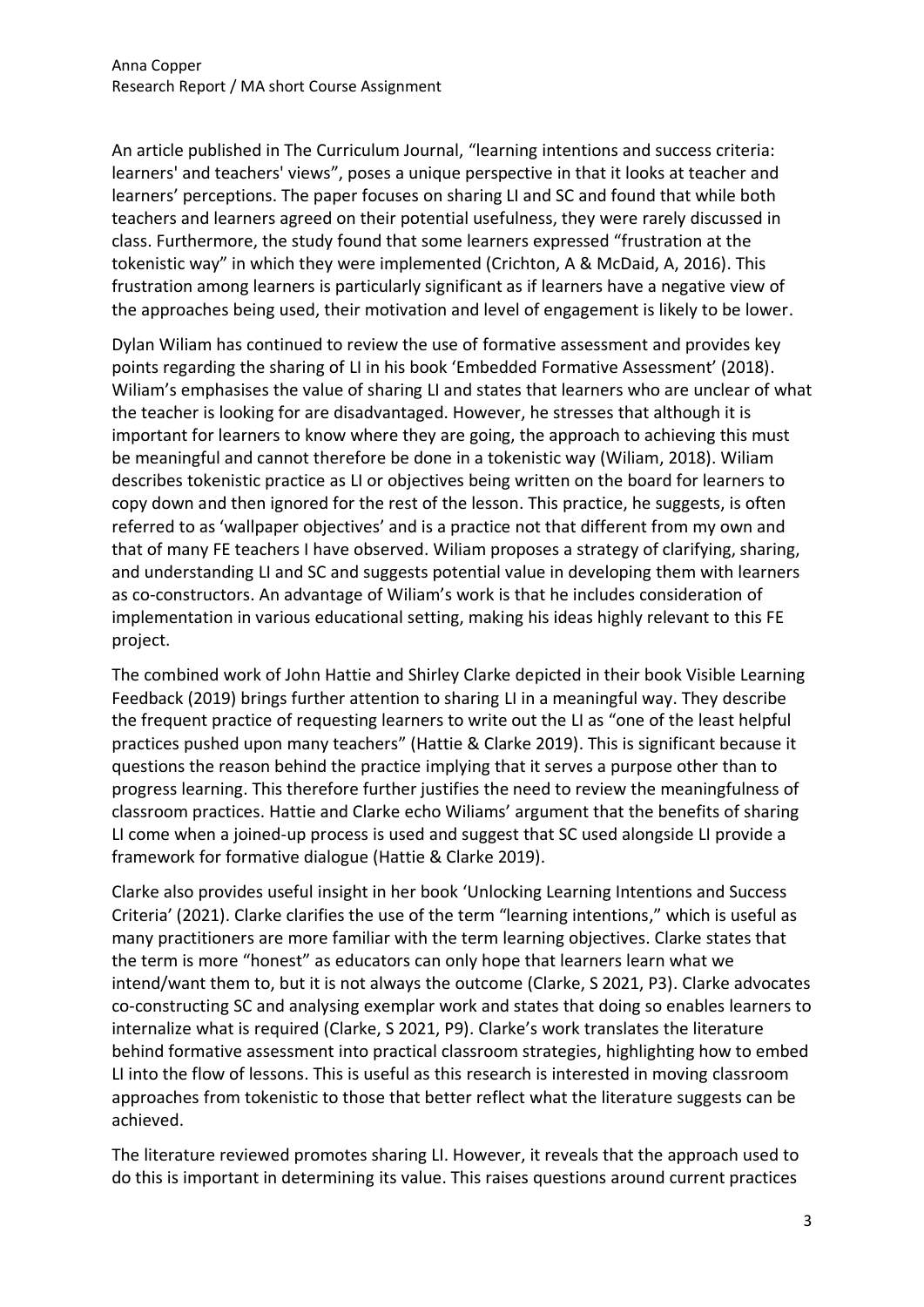An article published in The Curriculum Journal, "learning intentions and success criteria: learners' and teachers' views", poses a unique perspective in that it looks at teacher and learners' perceptions. The paper focuses on sharing LI and SC and found that while both teachers and learners agreed on their potential usefulness, they were rarely discussed in class. Furthermore, the study found that some learners expressed "frustration at the tokenistic way" in which they were implemented (Crichton, A & McDaid, A, 2016). This frustration among learners is particularly significant as if learners have a negative view of the approaches being used, their motivation and level of engagement is likely to be lower.

Dylan Wiliam has continued to review the use of formative assessment and provides key points regarding the sharing of LI in his book 'Embedded Formative Assessment' (2018). Wiliam's emphasises the value of sharing LI and states that learners who are unclear of what the teacher is looking for are disadvantaged. However, he stresses that although it is important for learners to know where they are going, the approach to achieving this must be meaningful and cannot therefore be done in a tokenistic way (Wiliam, 2018). Wiliam describes tokenistic practice as LI or objectives being written on the board for learners to copy down and then ignored for the rest of the lesson. This practice, he suggests, is often referred to as 'wallpaper objectives' and is a practice not that different from my own and that of many FE teachers I have observed. Wiliam proposes a strategy of clarifying, sharing, and understanding LI and SC and suggests potential value in developing them with learners as co-constructors. An advantage of Wiliam's work is that he includes consideration of implementation in various educational setting, making his ideas highly relevant to this FE project.

The combined work of John Hattie and Shirley Clarke depicted in their book Visible Learning Feedback (2019) brings further attention to sharing LI in a meaningful way. They describe the frequent practice of requesting learners to write out the LI as "one of the least helpful practices pushed upon many teachers" (Hattie & Clarke 2019). This is significant because it questions the reason behind the practice implying that it serves a purpose other than to progress learning. This therefore further justifies the need to review the meaningfulness of classroom practices. Hattie and Clarke echo Wiliams' argument that the benefits of sharing LI come when a joined-up process is used and suggest that SC used alongside LI provide a framework for formative dialogue (Hattie & Clarke 2019).

Clarke also provides useful insight in her book 'Unlocking Learning Intentions and Success Criteria' (2021). Clarke clarifies the use of the term "learning intentions," which is useful as many practitioners are more familiar with the term learning objectives. Clarke states that the term is more "honest" as educators can only hope that learners learn what we intend/want them to, but it is not always the outcome (Clarke, S 2021, P3). Clarke advocates co-constructing SC and analysing exemplar work and states that doing so enables learners to internalize what is required (Clarke, S 2021, P9). Clarke's work translates the literature behind formative assessment into practical classroom strategies, highlighting how to embed LI into the flow of lessons. This is useful as this research is interested in moving classroom approaches from tokenistic to those that better reflect what the literature suggests can be achieved.

The literature reviewed promotes sharing LI. However, it reveals that the approach used to do this is important in determining its value. This raises questions around current practices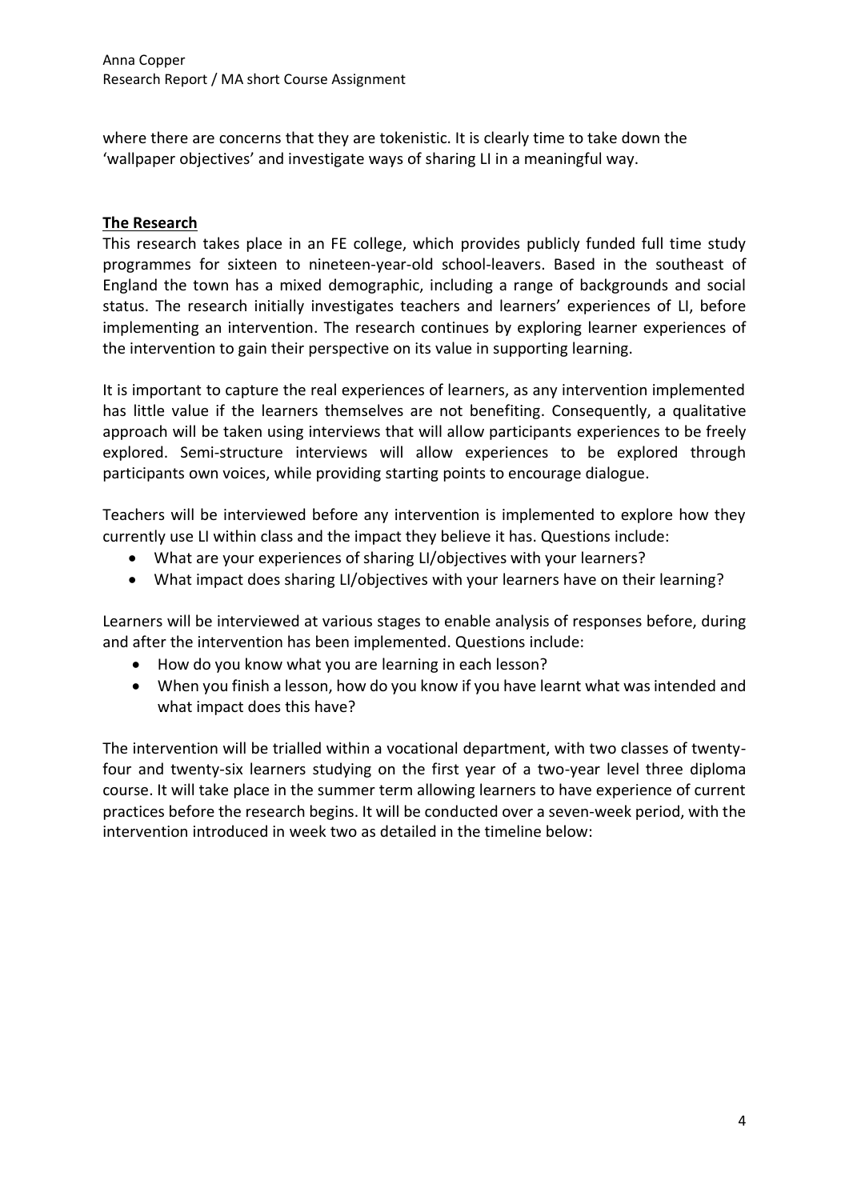where there are concerns that they are tokenistic. It is clearly time to take down the 'wallpaper objectives' and investigate ways of sharing LI in a meaningful way.

## The Research

This research takes place in an FE college, which provides publicly funded full time study programmes for sixteen to nineteen-year-old school-leavers. Based in the southeast of England the town has a mixed demographic, including a range of backgrounds and social status. The research initially investigates teachers and learners' experiences of LI, before implementing an intervention. The research continues by exploring learner experiences of the intervention to gain their perspective on its value in supporting learning.

It is important to capture the real experiences of learners, as any intervention implemented has little value if the learners themselves are not benefiting. Consequently, a qualitative approach will be taken using interviews that will allow participants experiences to be freely explored. Semi-structure interviews will allow experiences to be explored through participants own voices, while providing starting points to encourage dialogue.

Teachers will be interviewed before any intervention is implemented to explore how they currently use LI within class and the impact they believe it has. Questions include:

- What are your experiences of sharing LI/objectives with your learners?
- What impact does sharing LI/objectives with your learners have on their learning?

Learners will be interviewed at various stages to enable analysis of responses before, during and after the intervention has been implemented. Questions include:

- How do you know what you are learning in each lesson?
- When you finish a lesson, how do you know if you have learnt what was intended and what impact does this have?

The intervention will be trialled within a vocational department, with two classes of twenty-four and twenty-six learners studying on the first year of a two-year level three diploma course. It will take place in the summer term allowing learners to have experience of current practices before the research begins. It will be conducted over a seven-week period, with the intervention introduced in week two as detailed in the timeline below: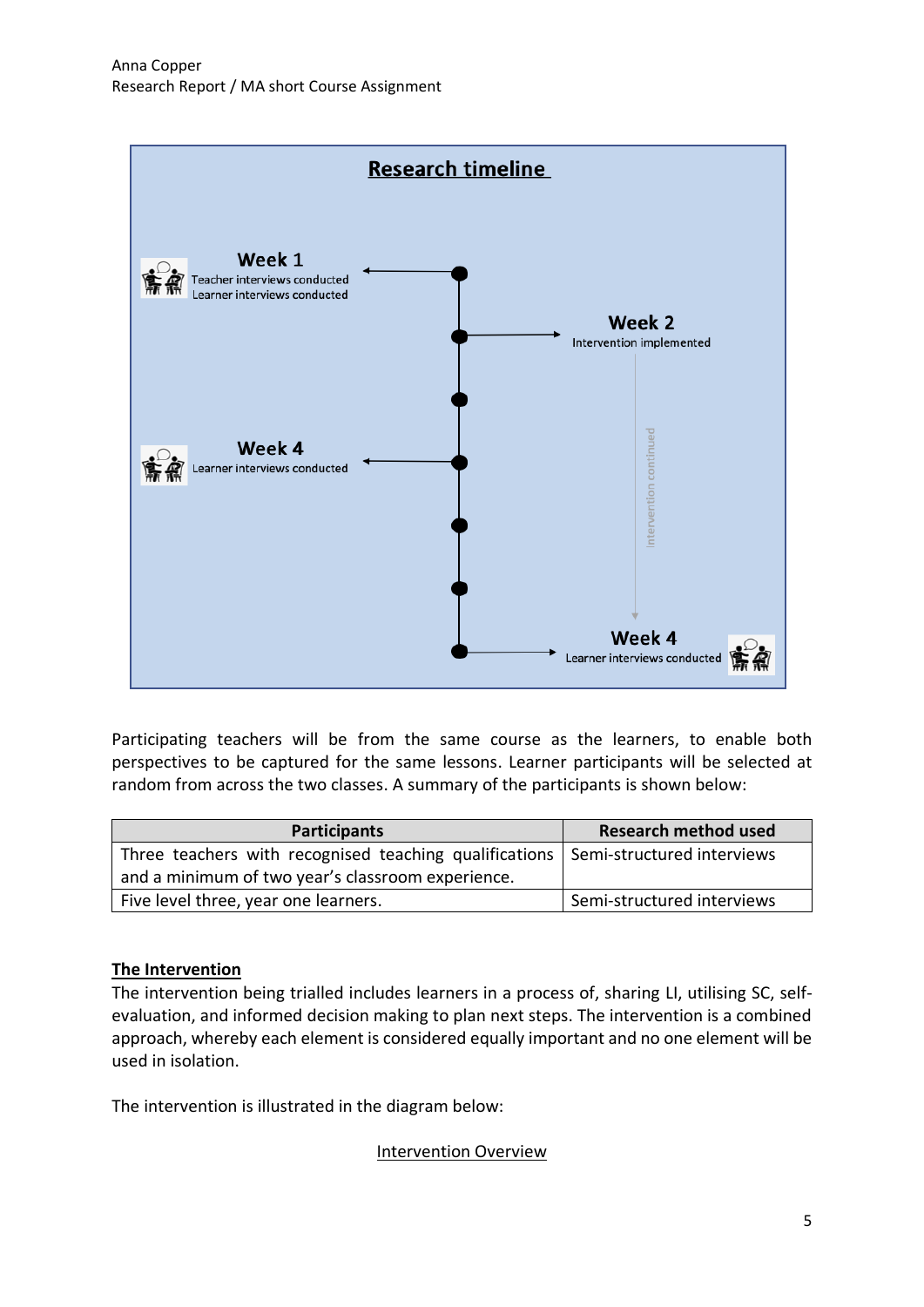**Research timeline**

**Week 1**
Teacher interviews conducted
Learner interviews conducted

**Week 2**
Intervention implemented

intervention continued

**Week 4**
Learner interviews conducted

**Week 4**
Learner interviews conducted

Participating teachers will be from the same course as the learners, to enable both perspectives to be captured for the same lessons. Learner participants will be selected at random from across the two classes. A summary of the participants is shown below:

| Participants | Research method used |
|---|---|
| Three teachers with recognised teaching qualifications and a minimum of two year's classroom experience. | Semi-structured interviews |
| Five level three, year one learners. | Semi-structured interviews |

**The Intervention**

The intervention being trialled includes learners in a process of, sharing LI, utilising SC, self-evaluation, and informed decision making to plan next steps. The intervention is a combined approach, whereby each element is considered equally important and no one element will be used in isolation.

The intervention is illustrated in the diagram below:

Intervention Overview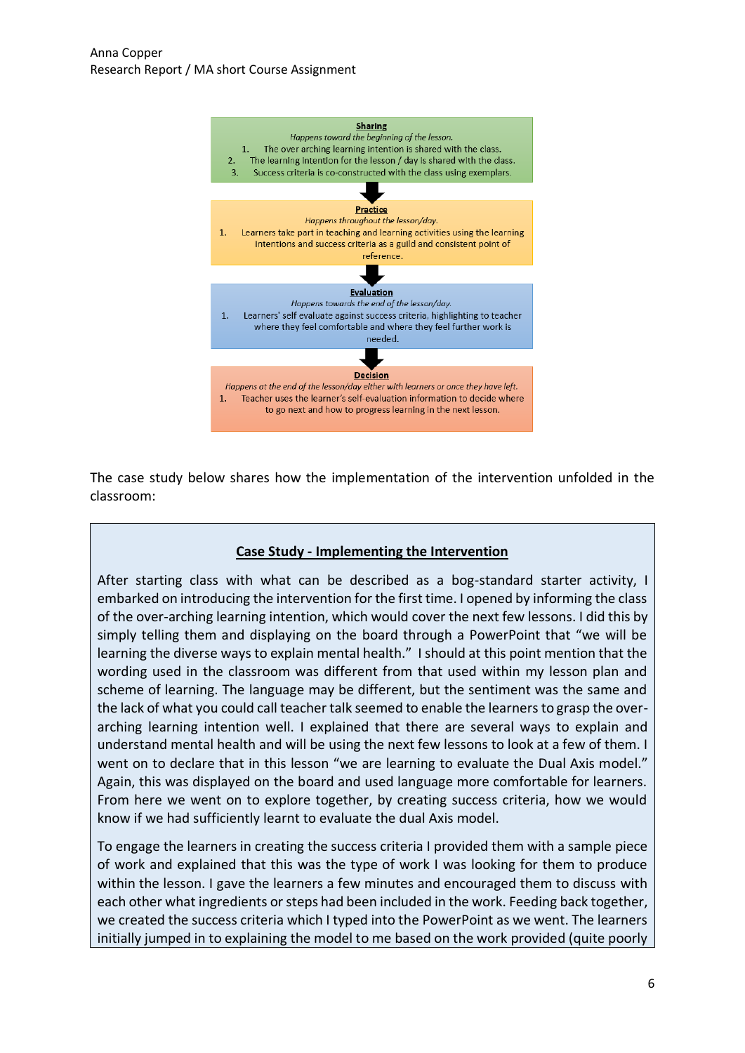**Sharing**

*Happens toward the beginning of the lesson.*

1. The over arching learning intention is shared with the class.
2. The learning intention for the lesson / day is shared with the class.
3. Success criteria is co-constructed with the class using exemplars.

**Practice**

*Happens throughout the lesson/day.*

1. Learners take part in teaching and learning activities using the learning intentions and success criteria as a guild and consistent point of reference.

**Evaluation**

*Happens towards the end of the lesson/day.*

1. Learners' self evaluate against success criteria, highlighting to teacher where they feel comfortable and where they feel further work is needed.

**Decision**

*Happens at the end of the lesson/day either with learners or once they have left.*

1. Teacher uses the learner's self-evaluation information to decide where to go next and how to progress learning in the next lesson.

The case study below shares how the implementation of the intervention unfolded in the classroom:

## Case Study - Implementing the Intervention

After starting class with what can be described as a bog-standard starter activity, I embarked on introducing the intervention for the first time. I opened by informing the class of the over-arching learning intention, which would cover the next few lessons. I did this by simply telling them and displaying on the board through a PowerPoint that "we will be learning the diverse ways to explain mental health." I should at this point mention that the wording used in the classroom was different from that used within my lesson plan and scheme of learning. The language may be different, but the sentiment was the same and the lack of what you could call teacher talk seemed to enable the learners to grasp the over-arching learning intention well. I explained that there are several ways to explain and understand mental health and will be using the next few lessons to look at a few of them. I went on to declare that in this lesson "we are learning to evaluate the Dual Axis model." Again, this was displayed on the board and used language more comfortable for learners. From here we went on to explore together, by creating success criteria, how we would know if we had sufficiently learnt to evaluate the dual Axis model.

To engage the learners in creating the success criteria I provided them with a sample piece of work and explained that this was the type of work I was looking for them to produce within the lesson. I gave the learners a few minutes and encouraged them to discuss with each other what ingredients or steps had been included in the work. Feeding back together, we created the success criteria which I typed into the PowerPoint as we went. The learners initially jumped in to explaining the model to me based on the work provided (quite poorly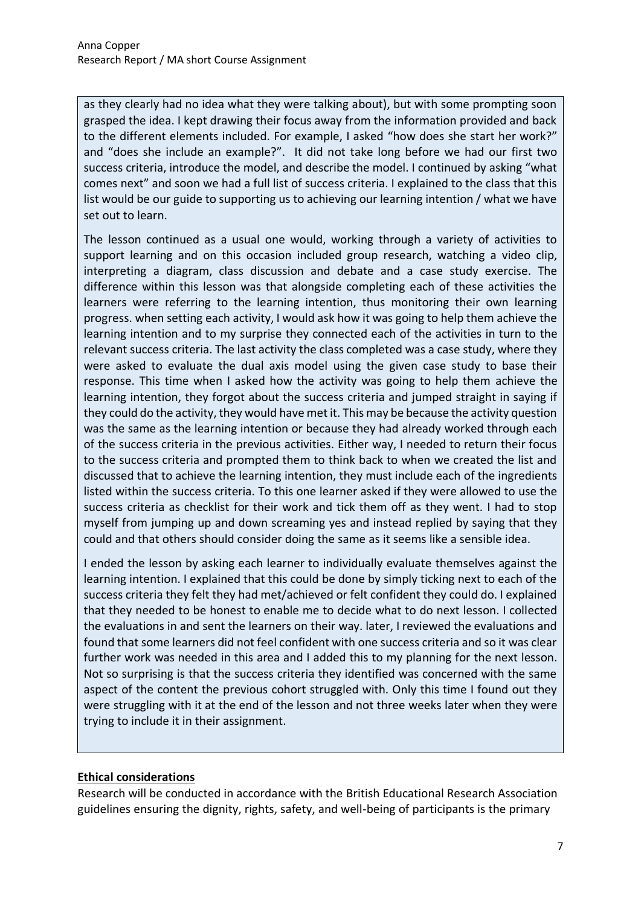as they clearly had no idea what they were talking about), but with some prompting soon grasped the idea. I kept drawing their focus away from the information provided and back to the different elements included. For example, I asked "how does she start her work?" and "does she include an example?". It did not take long before we had our first two success criteria, introduce the model, and describe the model. I continued by asking "what comes next" and soon we had a full list of success criteria. I explained to the class that this list would be our guide to supporting us to achieving our learning intention / what we have set out to learn.

The lesson continued as a usual one would, working through a variety of activities to support learning and on this occasion included group research, watching a video clip, interpreting a diagram, class discussion and debate and a case study exercise. The difference within this lesson was that alongside completing each of these activities the learners were referring to the learning intention, thus monitoring their own learning progress. when setting each activity, I would ask how it was going to help them achieve the learning intention and to my surprise they connected each of the activities in turn to the relevant success criteria. The last activity the class completed was a case study, where they were asked to evaluate the dual axis model using the given case study to base their response. This time when I asked how the activity was going to help them achieve the learning intention, they forgot about the success criteria and jumped straight in saying if they could do the activity, they would have met it. This may be because the activity question was the same as the learning intention or because they had already worked through each of the success criteria in the previous activities. Either way, I needed to return their focus to the success criteria and prompted them to think back to when we created the list and discussed that to achieve the learning intention, they must include each of the ingredients listed within the success criteria. To this one learner asked if they were allowed to use the success criteria as checklist for their work and tick them off as they went. I had to stop myself from jumping up and down screaming yes and instead replied by saying that they could and that others should consider doing the same as it seems like a sensible idea.

I ended the lesson by asking each learner to individually evaluate themselves against the learning intention. I explained that this could be done by simply ticking next to each of the success criteria they felt they had met/achieved or felt confident they could do. I explained that they needed to be honest to enable me to decide what to do next lesson. I collected the evaluations in and sent the learners on their way. later, I reviewed the evaluations and found that some learners did not feel confident with one success criteria and so it was clear further work was needed in this area and I added this to my planning for the next lesson. Not so surprising is that the success criteria they identified was concerned with the same aspect of the content the previous cohort struggled with. Only this time I found out they were struggling with it at the end of the lesson and not three weeks later when they were trying to include it in their assignment.

## Ethical considerations

Research will be conducted in accordance with the British Educational Research Association guidelines ensuring the dignity, rights, safety, and well-being of participants is the primary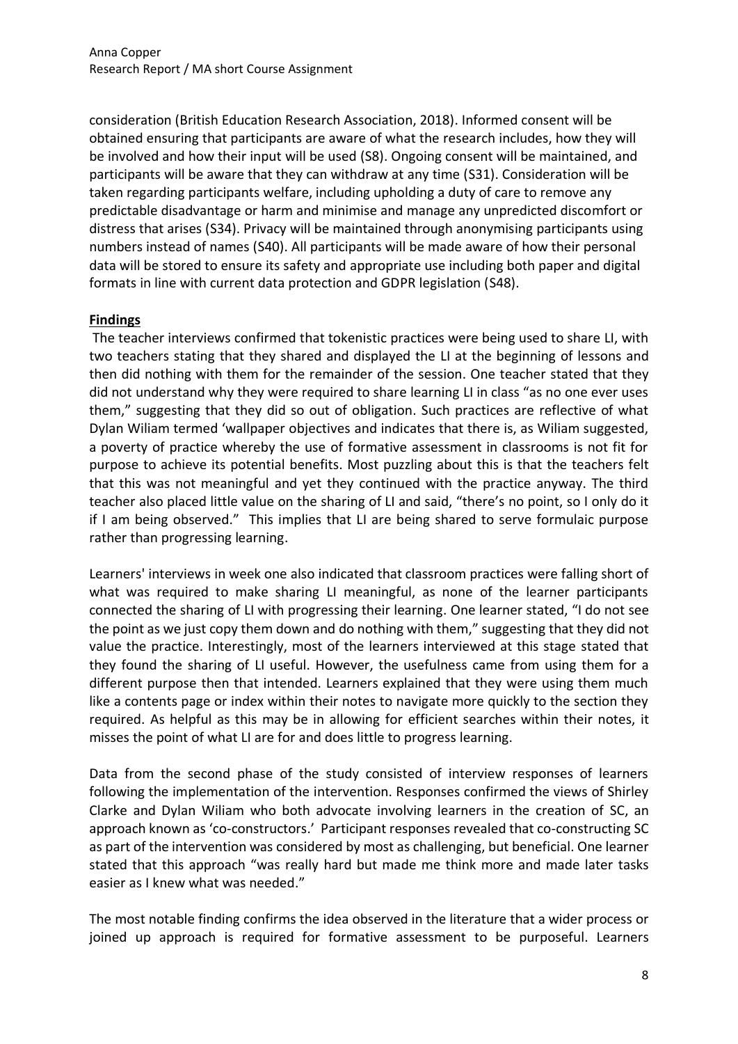consideration (British Education Research Association, 2018). Informed consent will be obtained ensuring that participants are aware of what the research includes, how they will be involved and how their input will be used (S8). Ongoing consent will be maintained, and participants will be aware that they can withdraw at any time (S31). Consideration will be taken regarding participants welfare, including upholding a duty of care to remove any predictable disadvantage or harm and minimise and manage any unpredicted discomfort or distress that arises (S34). Privacy will be maintained through anonymising participants using numbers instead of names (S40). All participants will be made aware of how their personal data will be stored to ensure its safety and appropriate use including both paper and digital formats in line with current data protection and GDPR legislation (S48).

**Findings**

The teacher interviews confirmed that tokenistic practices were being used to share LI, with two teachers stating that they shared and displayed the LI at the beginning of lessons and then did nothing with them for the remainder of the session. One teacher stated that they did not understand why they were required to share learning LI in class "as no one ever uses them," suggesting that they did so out of obligation. Such practices are reflective of what Dylan Wiliam termed 'wallpaper objectives and indicates that there is, as Wiliam suggested, a poverty of practice whereby the use of formative assessment in classrooms is not fit for purpose to achieve its potential benefits. Most puzzling about this is that the teachers felt that this was not meaningful and yet they continued with the practice anyway. The third teacher also placed little value on the sharing of LI and said, "there's no point, so I only do it if I am being observed." This implies that LI are being shared to serve formulaic purpose rather than progressing learning.

Learners' interviews in week one also indicated that classroom practices were falling short of what was required to make sharing LI meaningful, as none of the learner participants connected the sharing of LI with progressing their learning. One learner stated, "I do not see the point as we just copy them down and do nothing with them," suggesting that they did not value the practice. Interestingly, most of the learners interviewed at this stage stated that they found the sharing of LI useful. However, the usefulness came from using them for a different purpose then that intended. Learners explained that they were using them much like a contents page or index within their notes to navigate more quickly to the section they required. As helpful as this may be in allowing for efficient searches within their notes, it misses the point of what LI are for and does little to progress learning.

Data from the second phase of the study consisted of interview responses of learners following the implementation of the intervention. Responses confirmed the views of Shirley Clarke and Dylan Wiliam who both advocate involving learners in the creation of SC, an approach known as 'co-constructors.' Participant responses revealed that co-constructing SC as part of the intervention was considered by most as challenging, but beneficial. One learner stated that this approach "was really hard but made me think more and made later tasks easier as I knew what was needed."

The most notable finding confirms the idea observed in the literature that a wider process or joined up approach is required for formative assessment to be purposeful. Learners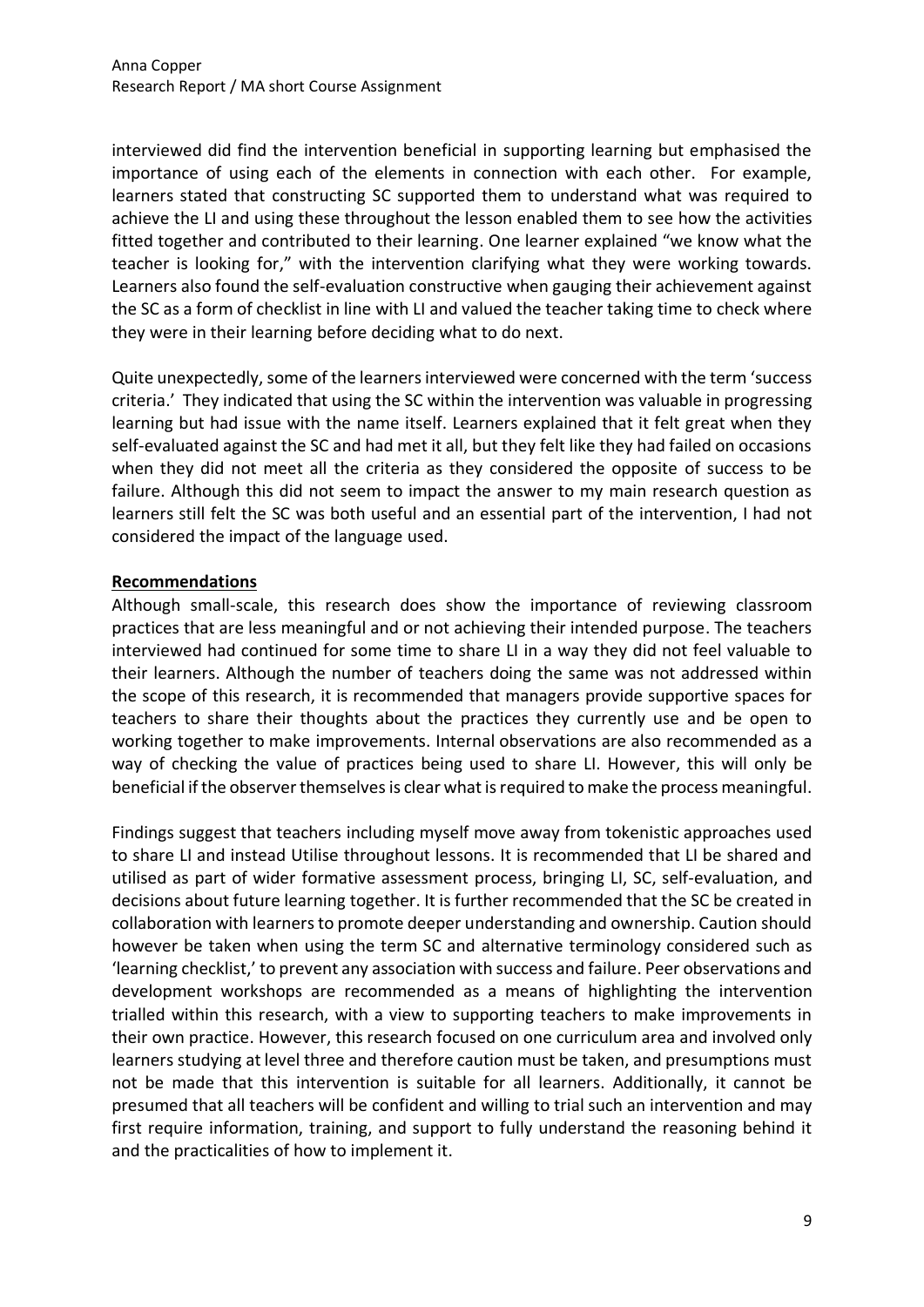interviewed did find the intervention beneficial in supporting learning but emphasised the importance of using each of the elements in connection with each other. For example, learners stated that constructing SC supported them to understand what was required to achieve the LI and using these throughout the lesson enabled them to see how the activities fitted together and contributed to their learning. One learner explained "we know what the teacher is looking for," with the intervention clarifying what they were working towards. Learners also found the self-evaluation constructive when gauging their achievement against the SC as a form of checklist in line with LI and valued the teacher taking time to check where they were in their learning before deciding what to do next.

Quite unexpectedly, some of the learners interviewed were concerned with the term 'success criteria.' They indicated that using the SC within the intervention was valuable in progressing learning but had issue with the name itself. Learners explained that it felt great when they self-evaluated against the SC and had met it all, but they felt like they had failed on occasions when they did not meet all the criteria as they considered the opposite of success to be failure. Although this did not seem to impact the answer to my main research question as learners still felt the SC was both useful and an essential part of the intervention, I had not considered the impact of the language used.

## Recommendations

Although small-scale, this research does show the importance of reviewing classroom practices that are less meaningful and or not achieving their intended purpose. The teachers interviewed had continued for some time to share LI in a way they did not feel valuable to their learners. Although the number of teachers doing the same was not addressed within the scope of this research, it is recommended that managers provide supportive spaces for teachers to share their thoughts about the practices they currently use and be open to working together to make improvements. Internal observations are also recommended as a way of checking the value of practices being used to share LI. However, this will only be beneficial if the observer themselves is clear what is required to make the process meaningful.

Findings suggest that teachers including myself move away from tokenistic approaches used to share LI and instead Utilise throughout lessons. It is recommended that LI be shared and utilised as part of wider formative assessment process, bringing LI, SC, self-evaluation, and decisions about future learning together. It is further recommended that the SC be created in collaboration with learners to promote deeper understanding and ownership. Caution should however be taken when using the term SC and alternative terminology considered such as 'learning checklist,' to prevent any association with success and failure. Peer observations and development workshops are recommended as a means of highlighting the intervention trialled within this research, with a view to supporting teachers to make improvements in their own practice. However, this research focused on one curriculum area and involved only learners studying at level three and therefore caution must be taken, and presumptions must not be made that this intervention is suitable for all learners. Additionally, it cannot be presumed that all teachers will be confident and willing to trial such an intervention and may first require information, training, and support to fully understand the reasoning behind it and the practicalities of how to implement it.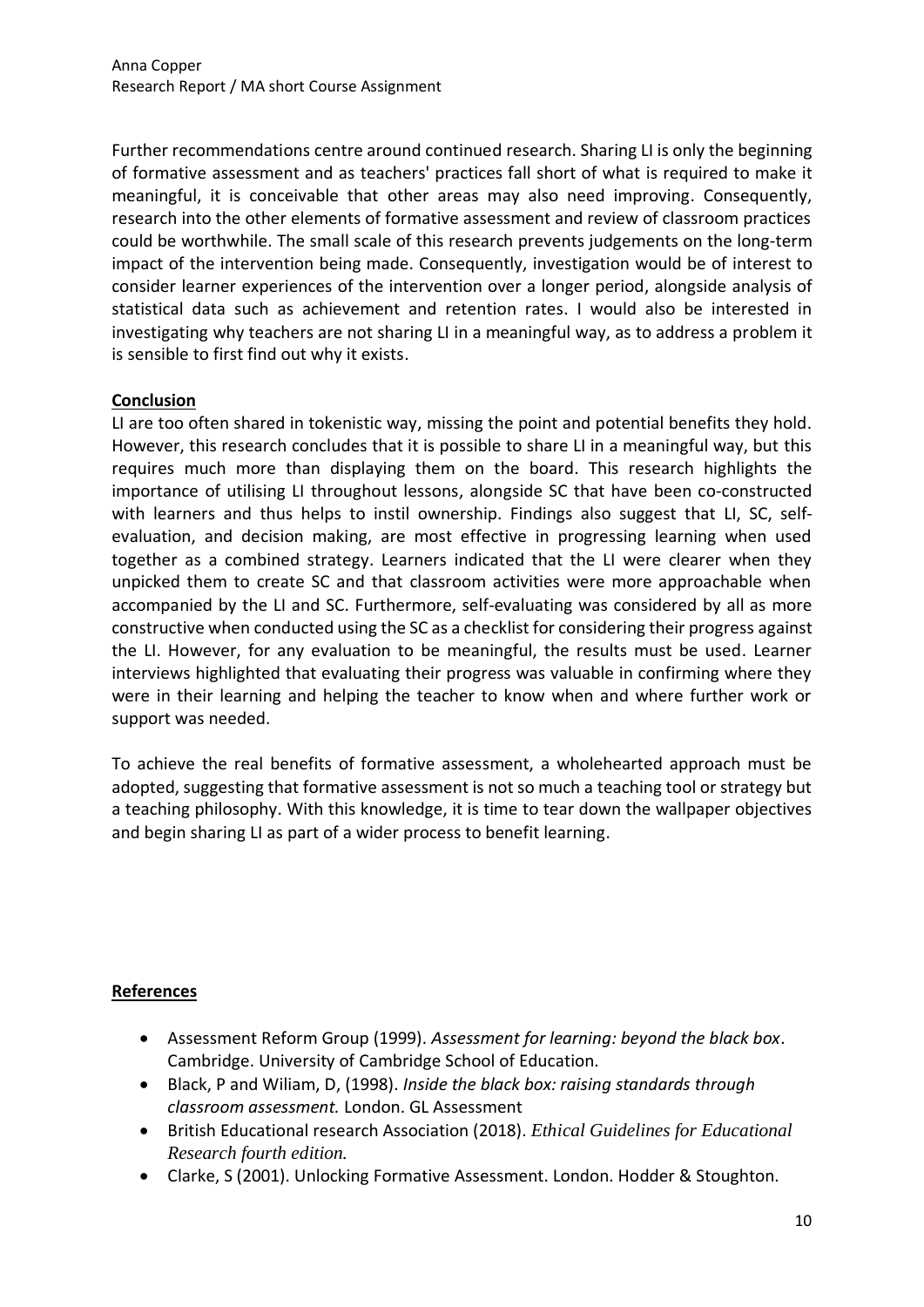Further recommendations centre around continued research. Sharing LI is only the beginning of formative assessment and as teachers' practices fall short of what is required to make it meaningful, it is conceivable that other areas may also need improving. Consequently, research into the other elements of formative assessment and review of classroom practices could be worthwhile. The small scale of this research prevents judgements on the long-term impact of the intervention being made. Consequently, investigation would be of interest to consider learner experiences of the intervention over a longer period, alongside analysis of statistical data such as achievement and retention rates. I would also be interested in investigating why teachers are not sharing LI in a meaningful way, as to address a problem it is sensible to first find out why it exists.

## **Conclusion**

LI are too often shared in tokenistic way, missing the point and potential benefits they hold. However, this research concludes that it is possible to share LI in a meaningful way, but this requires much more than displaying them on the board. This research highlights the importance of utilising LI throughout lessons, alongside SC that have been co-constructed with learners and thus helps to instil ownership. Findings also suggest that LI, SC, self-evaluation, and decision making, are most effective in progressing learning when used together as a combined strategy. Learners indicated that the LI were clearer when they unpicked them to create SC and that classroom activities were more approachable when accompanied by the LI and SC. Furthermore, self-evaluating was considered by all as more constructive when conducted using the SC as a checklist for considering their progress against the LI. However, for any evaluation to be meaningful, the results must be used. Learner interviews highlighted that evaluating their progress was valuable in confirming where they were in their learning and helping the teacher to know when and where further work or support was needed.

To achieve the real benefits of formative assessment, a wholehearted approach must be adopted, suggesting that formative assessment is not so much a teaching tool or strategy but a teaching philosophy. With this knowledge, it is time to tear down the wallpaper objectives and begin sharing LI as part of a wider process to benefit learning.

## **References**

- Assessment Reform Group (1999). *Assessment for learning: beyond the black box*. Cambridge. University of Cambridge School of Education.
- Black, P and Wiliam, D, (1998). *Inside the black box: raising standards through classroom assessment.* London. GL Assessment
- British Educational research Association (2018). *Ethical Guidelines for Educational Research fourth edition.*
- Clarke, S (2001). Unlocking Formative Assessment. London. Hodder & Stoughton.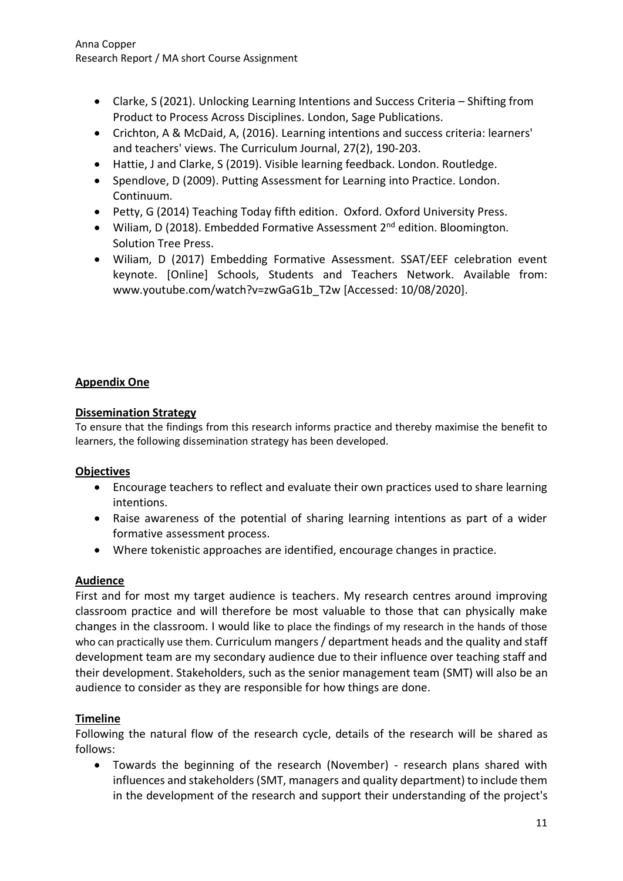- Clarke, S (2021). Unlocking Learning Intentions and Success Criteria – Shifting from Product to Process Across Disciplines. London, Sage Publications.
- Crichton, A & McDaid, A, (2016). Learning intentions and success criteria: learners' and teachers' views. The Curriculum Journal, 27(2), 190-203.
- Hattie, J and Clarke, S (2019). Visible learning feedback. London. Routledge.
- Spendlove, D (2009). Putting Assessment for Learning into Practice. London. Continuum.
- Petty, G (2014) Teaching Today fifth edition. Oxford. Oxford University Press.
- Wiliam, D (2018). Embedded Formative Assessment 2nd edition. Bloomington. Solution Tree Press.
- Wiliam, D (2017) Embedding Formative Assessment. SSAT/EEF celebration event keynote. [Online] Schools, Students and Teachers Network. Available from: www.youtube.com/watch?v=zwGaG1b_T2w [Accessed: 10/08/2020].

## Appendix One

### Dissemination Strategy

To ensure that the findings from this research informs practice and thereby maximise the benefit to learners, the following dissemination strategy has been developed.

### Objectives

- Encourage teachers to reflect and evaluate their own practices used to share learning intentions.
- Raise awareness of the potential of sharing learning intentions as part of a wider formative assessment process.
- Where tokenistic approaches are identified, encourage changes in practice.

### Audience

First and for most my target audience is teachers. My research centres around improving classroom practice and will therefore be most valuable to those that can physically make changes in the classroom. I would like to place the findings of my research in the hands of those who can practically use them. Curriculum mangers / department heads and the quality and staff development team are my secondary audience due to their influence over teaching staff and their development. Stakeholders, such as the senior management team (SMT) will also be an audience to consider as they are responsible for how things are done.

### Timeline

Following the natural flow of the research cycle, details of the research will be shared as follows:

- Towards the beginning of the research (November) - research plans shared with influences and stakeholders (SMT, managers and quality department) to include them in the development of the research and support their understanding of the project's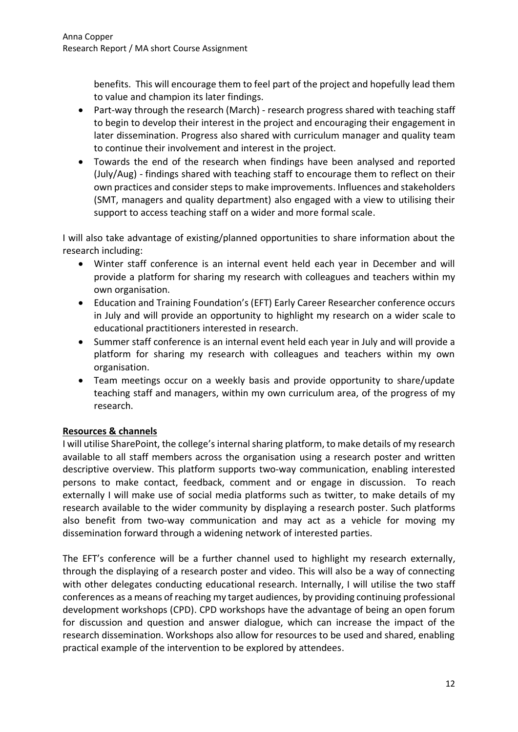benefits. This will encourage them to feel part of the project and hopefully lead them to value and champion its later findings.

- Part-way through the research (March) - research progress shared with teaching staff to begin to develop their interest in the project and encouraging their engagement in later dissemination. Progress also shared with curriculum manager and quality team to continue their involvement and interest in the project.
- Towards the end of the research when findings have been analysed and reported (July/Aug) - findings shared with teaching staff to encourage them to reflect on their own practices and consider steps to make improvements. Influences and stakeholders (SMT, managers and quality department) also engaged with a view to utilising their support to access teaching staff on a wider and more formal scale.

I will also take advantage of existing/planned opportunities to share information about the research including:

- Winter staff conference is an internal event held each year in December and will provide a platform for sharing my research with colleagues and teachers within my own organisation.
- Education and Training Foundation's (EFT) Early Career Researcher conference occurs in July and will provide an opportunity to highlight my research on a wider scale to educational practitioners interested in research.
- Summer staff conference is an internal event held each year in July and will provide a platform for sharing my research with colleagues and teachers within my own organisation.
- Team meetings occur on a weekly basis and provide opportunity to share/update teaching staff and managers, within my own curriculum area, of the progress of my research.

**Resources & channels**

I will utilise SharePoint, the college's internal sharing platform, to make details of my research available to all staff members across the organisation using a research poster and written descriptive overview. This platform supports two-way communication, enabling interested persons to make contact, feedback, comment and or engage in discussion. To reach externally I will make use of social media platforms such as twitter, to make details of my research available to the wider community by displaying a research poster. Such platforms also benefit from two-way communication and may act as a vehicle for moving my dissemination forward through a widening network of interested parties.

The EFT's conference will be a further channel used to highlight my research externally, through the displaying of a research poster and video. This will also be a way of connecting with other delegates conducting educational research. Internally, I will utilise the two staff conferences as a means of reaching my target audiences, by providing continuing professional development workshops (CPD). CPD workshops have the advantage of being an open forum for discussion and question and answer dialogue, which can increase the impact of the research dissemination. Workshops also allow for resources to be used and shared, enabling practical example of the intervention to be explored by attendees.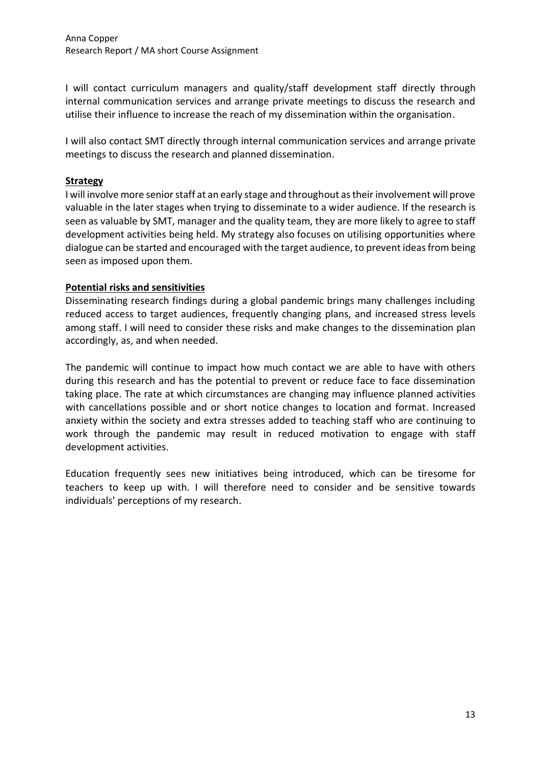I will contact curriculum managers and quality/staff development staff directly through internal communication services and arrange private meetings to discuss the research and utilise their influence to increase the reach of my dissemination within the organisation.

I will also contact SMT directly through internal communication services and arrange private meetings to discuss the research and planned dissemination.

**Strategy**

I will involve more senior staff at an early stage and throughout as their involvement will prove valuable in the later stages when trying to disseminate to a wider audience. If the research is seen as valuable by SMT, manager and the quality team, they are more likely to agree to staff development activities being held. My strategy also focuses on utilising opportunities where dialogue can be started and encouraged with the target audience, to prevent ideas from being seen as imposed upon them.

**Potential risks and sensitivities**

Disseminating research findings during a global pandemic brings many challenges including reduced access to target audiences, frequently changing plans, and increased stress levels among staff. I will need to consider these risks and make changes to the dissemination plan accordingly, as, and when needed.

The pandemic will continue to impact how much contact we are able to have with others during this research and has the potential to prevent or reduce face to face dissemination taking place. The rate at which circumstances are changing may influence planned activities with cancellations possible and or short notice changes to location and format. Increased anxiety within the society and extra stresses added to teaching staff who are continuing to work through the pandemic may result in reduced motivation to engage with staff development activities.

Education frequently sees new initiatives being introduced, which can be tiresome for teachers to keep up with. I will therefore need to consider and be sensitive towards individuals' perceptions of my research.